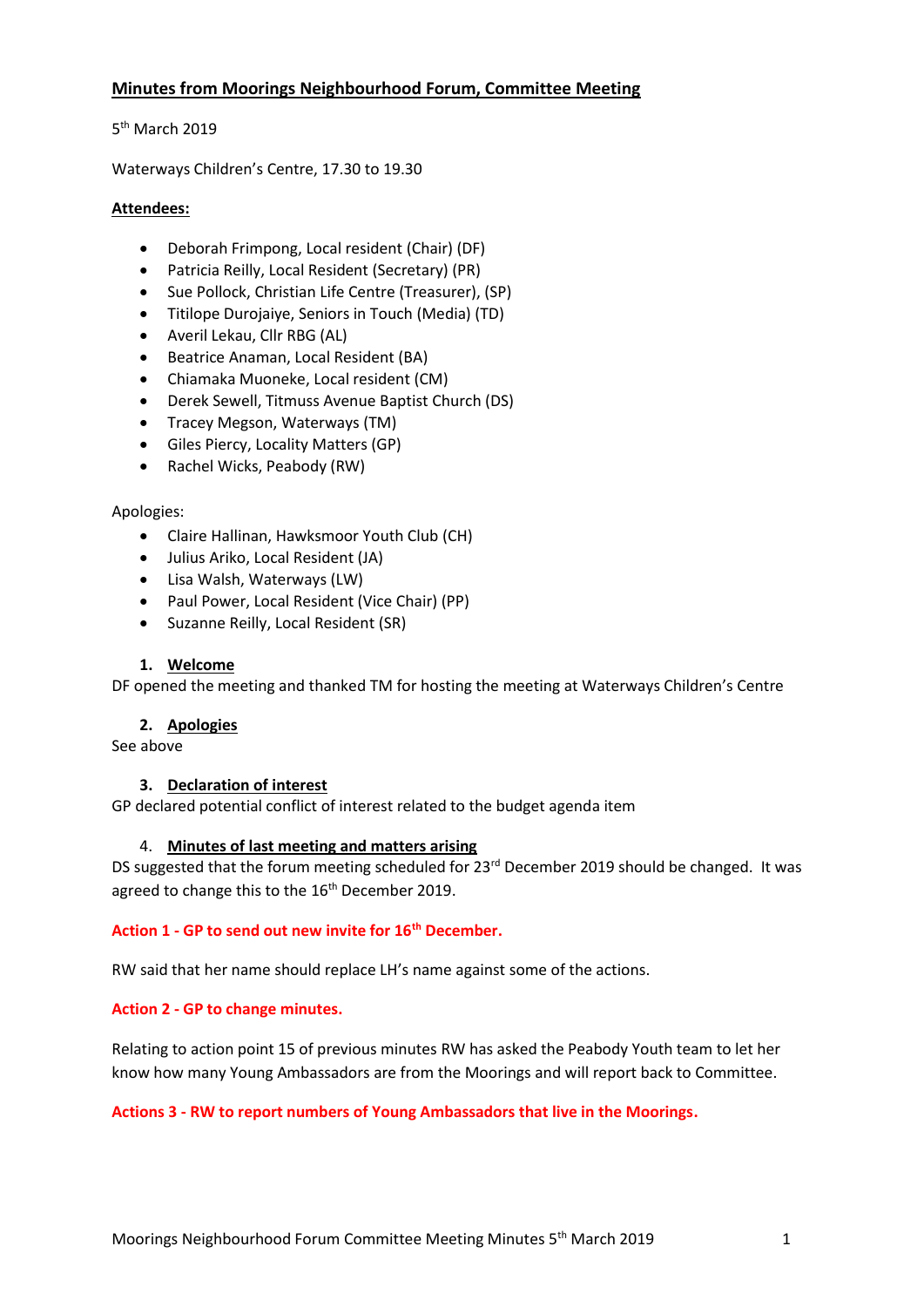# Minutes from Moorings Neighbourhood Forum, Committee Meeting

5th March 2019

Waterways Children's Centre, 17.30 to 19.30

**Attendees:**

- Deborah Frimpong, Local resident (Chair) (DF)
- Patricia Reilly, Local Resident (Secretary) (PR)
- Sue Pollock, Christian Life Centre (Treasurer), (SP)
- Titilope Durojaiye, Seniors in Touch (Media) (TD)
- Averil Lekau, Cllr RBG (AL)
- Beatrice Anaman, Local Resident (BA)
- Chiamaka Muoneke, Local resident (CM)
- Derek Sewell, Titmuss Avenue Baptist Church (DS)
- Tracey Megson, Waterways (TM)
- Giles Piercy, Locality Matters (GP)
- Rachel Wicks, Peabody (RW)

Apologies:

- Claire Hallinan, Hawksmoor Youth Club (CH)
- Julius Ariko, Local Resident (JA)
- Lisa Walsh, Waterways (LW)
- Paul Power, Local Resident (Vice Chair) (PP)
- Suzanne Reilly, Local Resident (SR)

## 1. Welcome

DF opened the meeting and thanked TM for hosting the meeting at Waterways Children's Centre

## 2. Apologies

See above

## 3. Declaration of interest

GP declared potential conflict of interest related to the budget agenda item

## 4. Minutes of last meeting and matters arising

DS suggested that the forum meeting scheduled for 23rd December 2019 should be changed. It was agreed to change this to the 16th December 2019.

**Action 1 - GP to send out new invite for 16th December.**

RW said that her name should replace LH's name against some of the actions.

**Action 2 - GP to change minutes.**

Relating to action point 15 of previous minutes RW has asked the Peabody Youth team to let her know how many Young Ambassadors are from the Moorings and will report back to Committee.

**Actions 3 - RW to report numbers of Young Ambassadors that live in the Moorings.**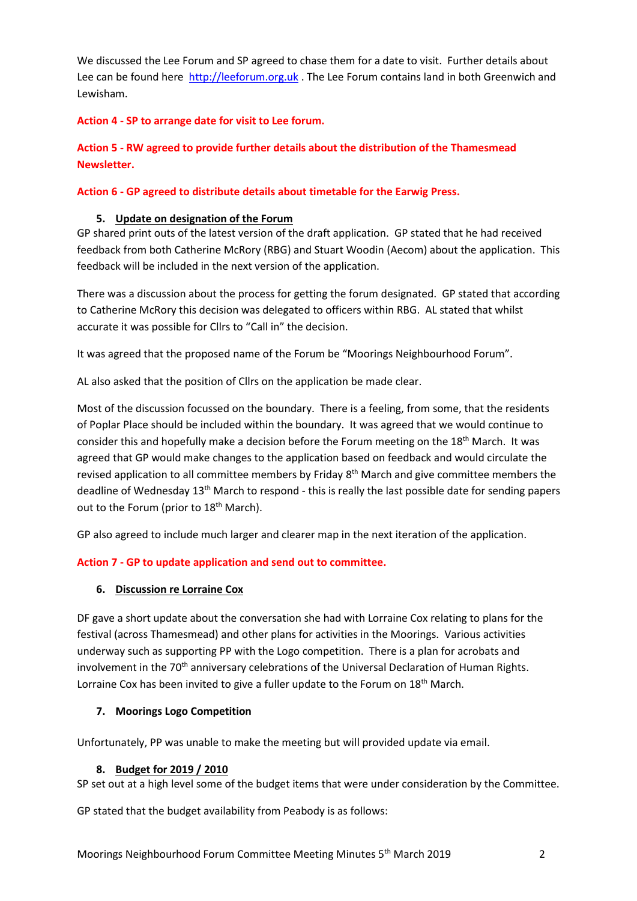We discussed the Lee Forum and SP agreed to chase them for a date to visit. Further details about Lee can be found here http://leeforum.org.uk . The Lee Forum contains land in both Greenwich and Lewisham.

**Action 4 - SP to arrange date for visit to Lee forum.**

**Action 5 - RW agreed to provide further details about the distribution of the Thamesmead Newsletter.**

**Action 6 - GP agreed to distribute details about timetable for the Earwig Press.**

## 5. Update on designation of the Forum

GP shared print outs of the latest version of the draft application. GP stated that he had received feedback from both Catherine McRory (RBG) and Stuart Woodin (Aecom) about the application. This feedback will be included in the next version of the application.

There was a discussion about the process for getting the forum designated. GP stated that according to Catherine McRory this decision was delegated to officers within RBG. AL stated that whilst accurate it was possible for Cllrs to "Call in" the decision.

It was agreed that the proposed name of the Forum be "Moorings Neighbourhood Forum".

AL also asked that the position of Cllrs on the application be made clear.

Most of the discussion focussed on the boundary. There is a feeling, from some, that the residents of Poplar Place should be included within the boundary. It was agreed that we would continue to consider this and hopefully make a decision before the Forum meeting on the 18th March. It was agreed that GP would make changes to the application based on feedback and would circulate the revised application to all committee members by Friday 8th March and give committee members the deadline of Wednesday 13th March to respond - this is really the last possible date for sending papers out to the Forum (prior to 18th March).

GP also agreed to include much larger and clearer map in the next iteration of the application.

**Action 7 - GP to update application and send out to committee.**

## 6. Discussion re Lorraine Cox

DF gave a short update about the conversation she had with Lorraine Cox relating to plans for the festival (across Thamesmead) and other plans for activities in the Moorings. Various activities underway such as supporting PP with the Logo competition. There is a plan for acrobats and involvement in the 70th anniversary celebrations of the Universal Declaration of Human Rights. Lorraine Cox has been invited to give a fuller update to the Forum on 18th March.

## 7. Moorings Logo Competition

Unfortunately, PP was unable to make the meeting but will provided update via email.

## 8. Budget for 2019 / 2010

SP set out at a high level some of the budget items that were under consideration by the Committee.

GP stated that the budget availability from Peabody is as follows: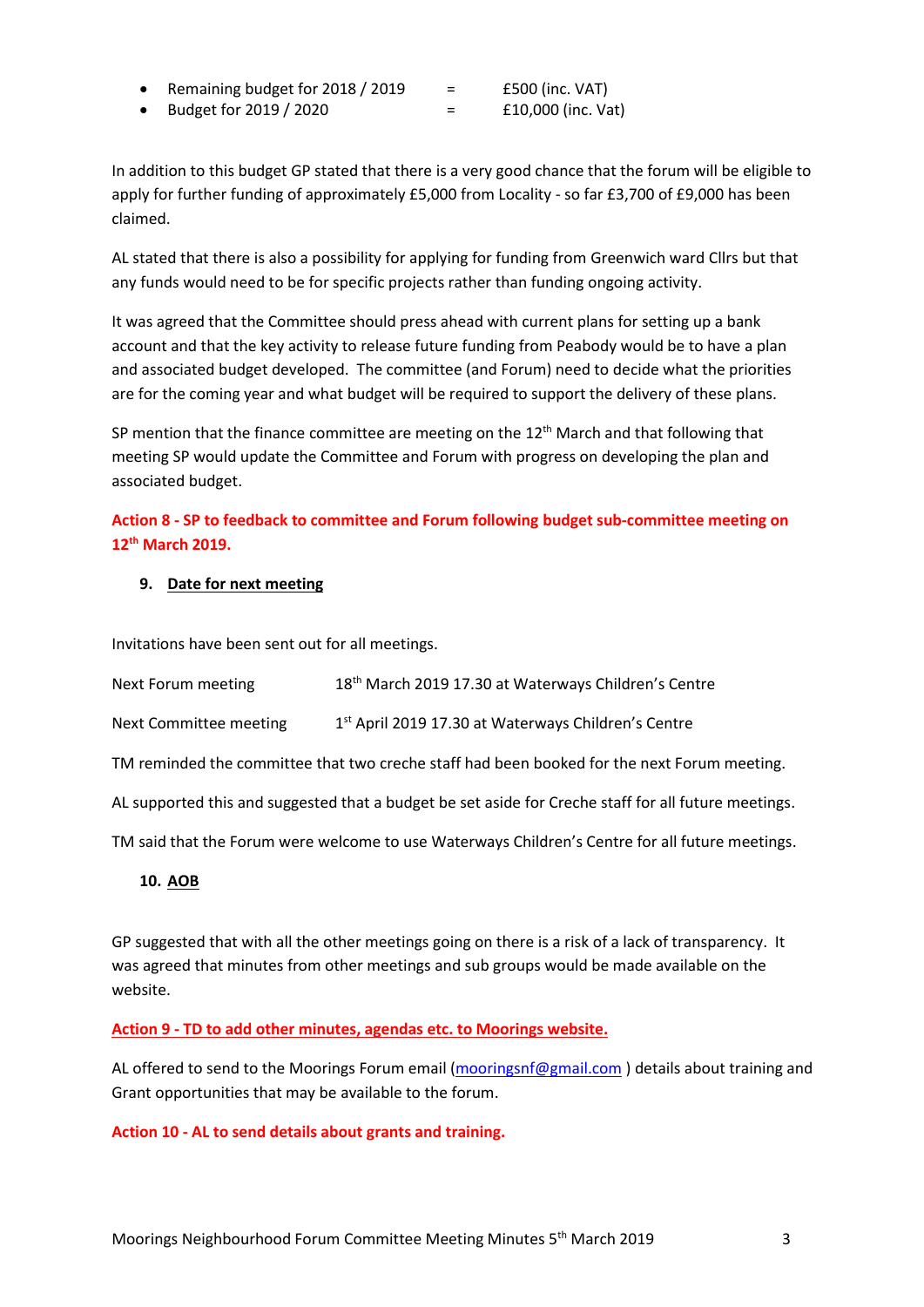- Remaining budget for 2018 / 2019 = £500 (inc. VAT)
- Budget for 2019 / 2020 = £10,000 (inc. Vat)

In addition to this budget GP stated that there is a very good chance that the forum will be eligible to apply for further funding of approximately £5,000 from Locality - so far £3,700 of £9,000 has been claimed.

AL stated that there is also a possibility for applying for funding from Greenwich ward Cllrs but that any funds would need to be for specific projects rather than funding ongoing activity.

It was agreed that the Committee should press ahead with current plans for setting up a bank account and that the key activity to release future funding from Peabody would be to have a plan and associated budget developed. The committee (and Forum) need to decide what the priorities are for the coming year and what budget will be required to support the delivery of these plans.

SP mention that the finance committee are meeting on the 12th March and that following that meeting SP would update the Committee and Forum with progress on developing the plan and associated budget.

**Action 8 - SP to feedback to committee and Forum following budget sub-committee meeting on 12th March 2019.**

## 9. Date for next meeting

Invitations have been sent out for all meetings.

Next Forum meeting 18th March 2019 17.30 at Waterways Children's Centre

Next Committee meeting 1st April 2019 17.30 at Waterways Children's Centre

TM reminded the committee that two creche staff had been booked for the next Forum meeting.

AL supported this and suggested that a budget be set aside for Creche staff for all future meetings.

TM said that the Forum were welcome to use Waterways Children's Centre for all future meetings.

## 10. AOB

GP suggested that with all the other meetings going on there is a risk of a lack of transparency. It was agreed that minutes from other meetings and sub groups would be made available on the website.

**Action 9 - TD to add other minutes, agendas etc. to Moorings website.**

AL offered to send to the Moorings Forum email (mooringsnf@gmail.com ) details about training and Grant opportunities that may be available to the forum.

**Action 10 - AL to send details about grants and training.**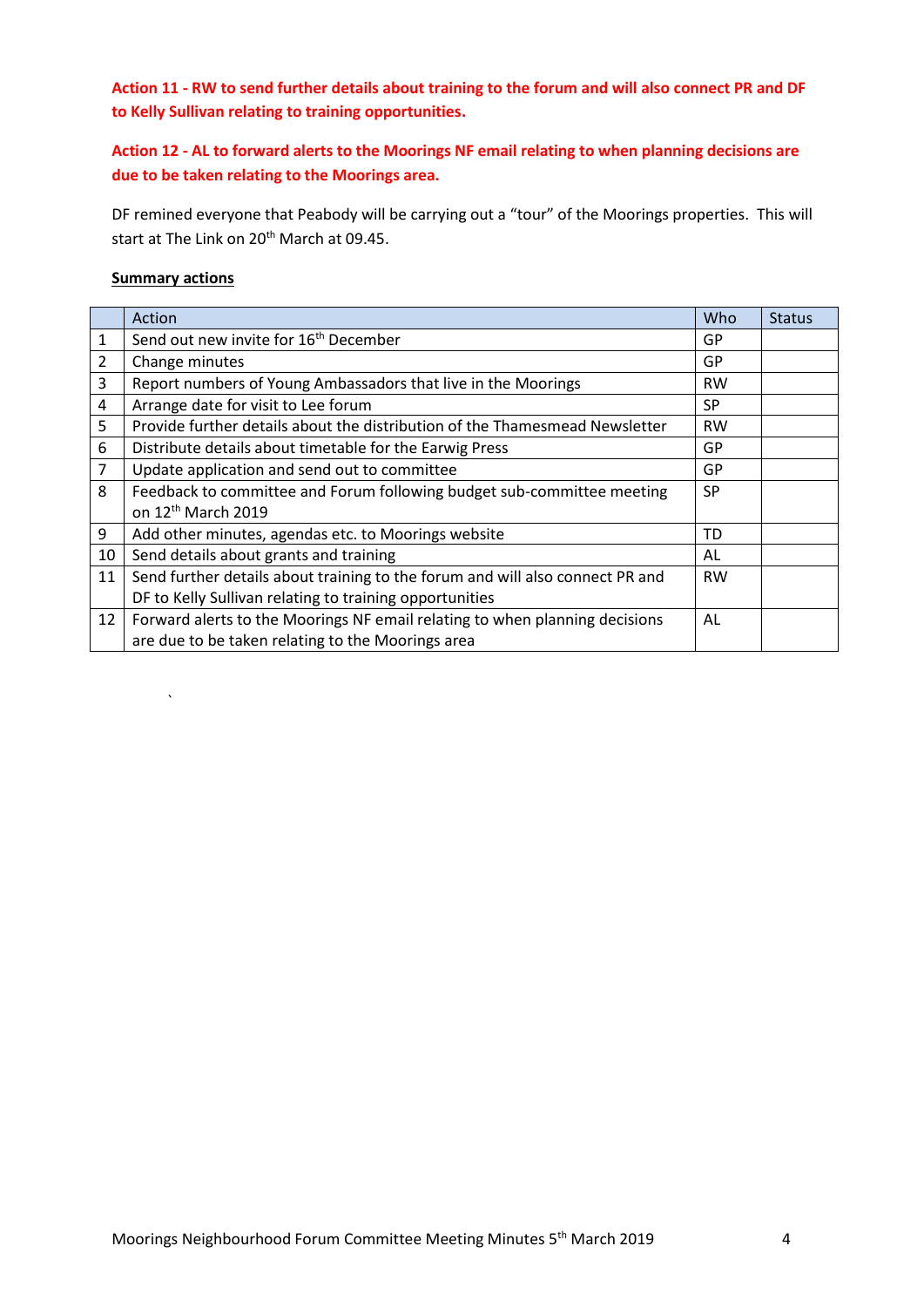**Action 11 - RW to send further details about training to the forum and will also connect PR and DF to Kelly Sullivan relating to training opportunities.**

**Action 12 - AL to forward alerts to the Moorings NF email relating to when planning decisions are due to be taken relating to the Moorings area.**

DF remined everyone that Peabody will be carrying out a "tour" of the Moorings properties. This will start at The Link on 20th March at 09.45.

**Summary actions**

| | Action | Who | Status |
|---|---|---|---|
| 1 | Send out new invite for 16th December | GP | |
| 2 | Change minutes | GP | |
| 3 | Report numbers of Young Ambassadors that live in the Moorings | RW | |
| 4 | Arrange date for visit to Lee forum | SP | |
| 5 | Provide further details about the distribution of the Thamesmead Newsletter | RW | |
| 6 | Distribute details about timetable for the Earwig Press | GP | |
| 7 | Update application and send out to committee | GP | |
| 8 | Feedback to committee and Forum following budget sub-committee meeting on 12th March 2019 | SP | |
| 9 | Add other minutes, agendas etc. to Moorings website | TD | |
| 10 | Send details about grants and training | AL | |
| 11 | Send further details about training to the forum and will also connect PR and DF to Kelly Sullivan relating to training opportunities | RW | |
| 12 | Forward alerts to the Moorings NF email relating to when planning decisions are due to be taken relating to the Moorings area | AL | |

`